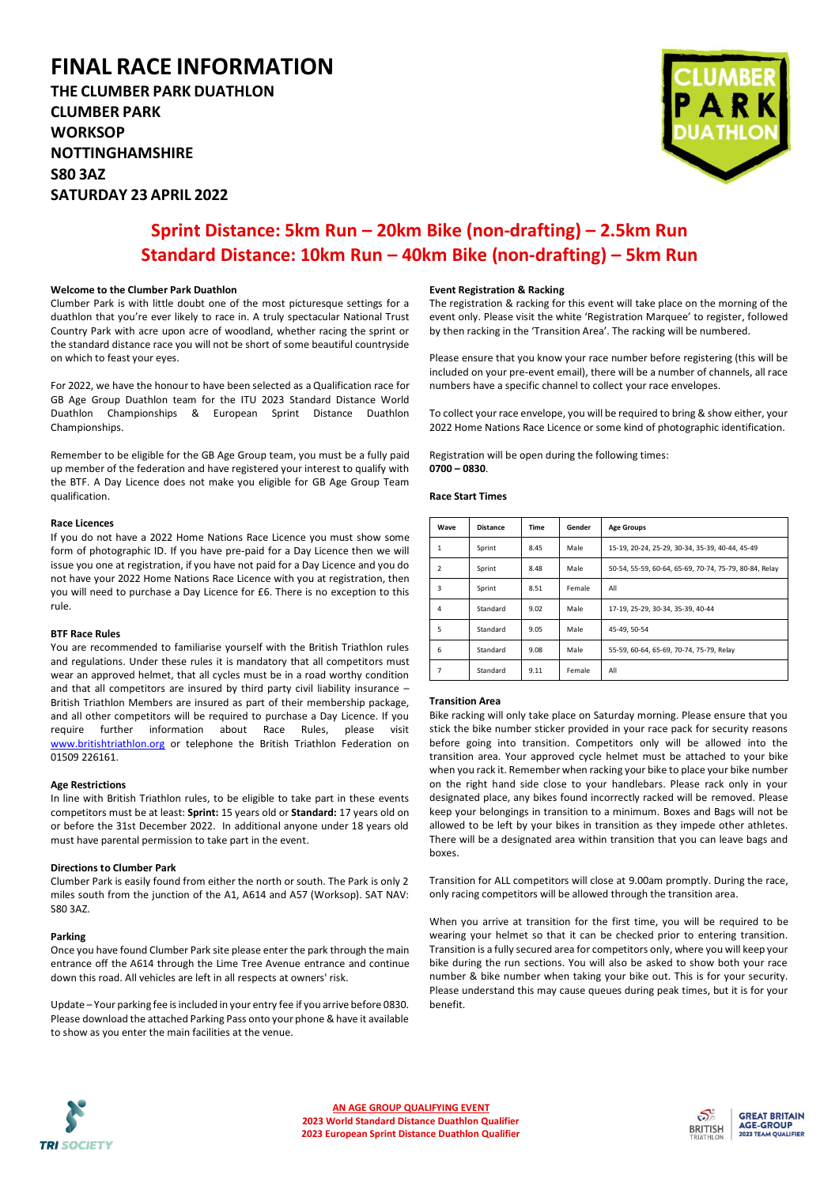# FINAL RACE INFORMATION

**THE CLUMBER PARK DUATHLON**
**CLUMBER PARK**
**WORKSOP**
**NOTTINGHAMSHIRE**
**S80 3AZ**
**SATURDAY 23 APRIL 2022**

## Sprint Distance: 5km Run – 20km Bike (non-drafting) – 2.5km Run
## Standard Distance: 10km Run – 40km Bike (non-drafting) – 5km Run

### Welcome to the Clumber Park Duathlon

Clumber Park is with little doubt one of the most picturesque settings for a duathlon that you're ever likely to race in. A truly spectacular National Trust Country Park with acre upon acre of woodland, whether racing the sprint or the standard distance race you will not be short of some beautiful countryside on which to feast your eyes.

For 2022, we have the honour to have been selected as a Qualification race for GB Age Group Duathlon team for the ITU 2023 Standard Distance World Duathlon Championships & European Sprint Distance Duathlon Championships.

Remember to be eligible for the GB Age Group team, you must be a fully paid up member of the federation and have registered your interest to qualify with the BTF. A Day Licence does not make you eligible for GB Age Group Team qualification.

### Race Licences

If you do not have a 2022 Home Nations Race Licence you must show some form of photographic ID. If you have pre-paid for a Day Licence then we will issue you one at registration, if you have not paid for a Day Licence and you do not have your 2022 Home Nations Race Licence with you at registration, then you will need to purchase a Day Licence for £6. There is no exception to this rule.

### BTF Race Rules

You are recommended to familiarise yourself with the British Triathlon rules and regulations. Under these rules it is mandatory that all competitors must wear an approved helmet, that all cycles must be in a road worthy condition and that all competitors are insured by third party civil liability insurance – British Triathlon Members are insured as part of their membership package, and all other competitors will be required to purchase a Day Licence. If you require further information about Race Rules, please visit www.britishtriathlon.org or telephone the British Triathlon Federation on 01509 226161.

### Age Restrictions

In line with British Triathlon rules, to be eligible to take part in these events competitors must be at least: **Sprint:** 15 years old or **Standard:** 17 years old on or before the 31st December 2022. In additional anyone under 18 years old must have parental permission to take part in the event.

### Directions to Clumber Park

Clumber Park is easily found from either the north or south. The Park is only 2 miles south from the junction of the A1, A614 and A57 (Worksop). SAT NAV: S80 3AZ.

### Parking

Once you have found Clumber Park site please enter the park through the main entrance off the A614 through the Lime Tree Avenue entrance and continue down this road. All vehicles are left in all respects at owners' risk.

Update – Your parking fee is included in your entry fee if you arrive before 0830. Please download the attached Parking Pass onto your phone & have it available to show as you enter the main facilities at the venue.

### Event Registration & Racking

The registration & racking for this event will take place on the morning of the event only. Please visit the white 'Registration Marquee' to register, followed by then racking in the 'Transition Area'. The racking will be numbered.

Please ensure that you know your race number before registering (this will be included on your pre-event email), there will be a number of channels, all race numbers have a specific channel to collect your race envelopes.

To collect your race envelope, you will be required to bring & show either, your 2022 Home Nations Race Licence or some kind of photographic identification.

Registration will be open during the following times:
**0700 – 0830**.

### Race Start Times

| Wave | Distance | Time | Gender | Age Groups |
|---|---|---|---|---|
| 1 | Sprint | 8.45 | Male | 15-19, 20-24, 25-29, 30-34, 35-39, 40-44, 45-49 |
| 2 | Sprint | 8.48 | Male | 50-54, 55-59, 60-64, 65-69, 70-74, 75-79, 80-84, Relay |
| 3 | Sprint | 8.51 | Female | All |
| 4 | Standard | 9.02 | Male | 17-19, 25-29, 30-34, 35-39, 40-44 |
| 5 | Standard | 9.05 | Male | 45-49, 50-54 |
| 6 | Standard | 9.08 | Male | 55-59, 60-64, 65-69, 70-74, 75-79, Relay |
| 7 | Standard | 9.11 | Female | All |

### Transition Area

Bike racking will only take place on Saturday morning. Please ensure that you stick the bike number sticker provided in your race pack for security reasons before going into transition. Competitors only will be allowed into the transition area. Your approved cycle helmet must be attached to your bike when you rack it. Remember when racking your bike to place your bike number on the right hand side close to your handlebars. Please rack only in your designated place, any bikes found incorrectly racked will be removed. Please keep your belongings in transition to a minimum. Boxes and Bags will not be allowed to be left by your bikes in transition as they impede other athletes. There will be a designated area within transition that you can leave bags and boxes.

Transition for ALL competitors will close at 9.00am promptly. During the race, only racing competitors will be allowed through the transition area.

When you arrive at transition for the first time, you will be required to be wearing your helmet so that it can be checked prior to entering transition. Transition is a fully secured area for competitors only, where you will keep your bike during the run sections. You will also be asked to show both your race number & bike number when taking your bike out. This is for your security. Please understand this may cause queues during peak times, but it is for your benefit.

**AN AGE GROUP QUALIFYING EVENT**
**2023 World Standard Distance Duathlon Qualifier**
**2023 European Sprint Distance Duathlon Qualifier**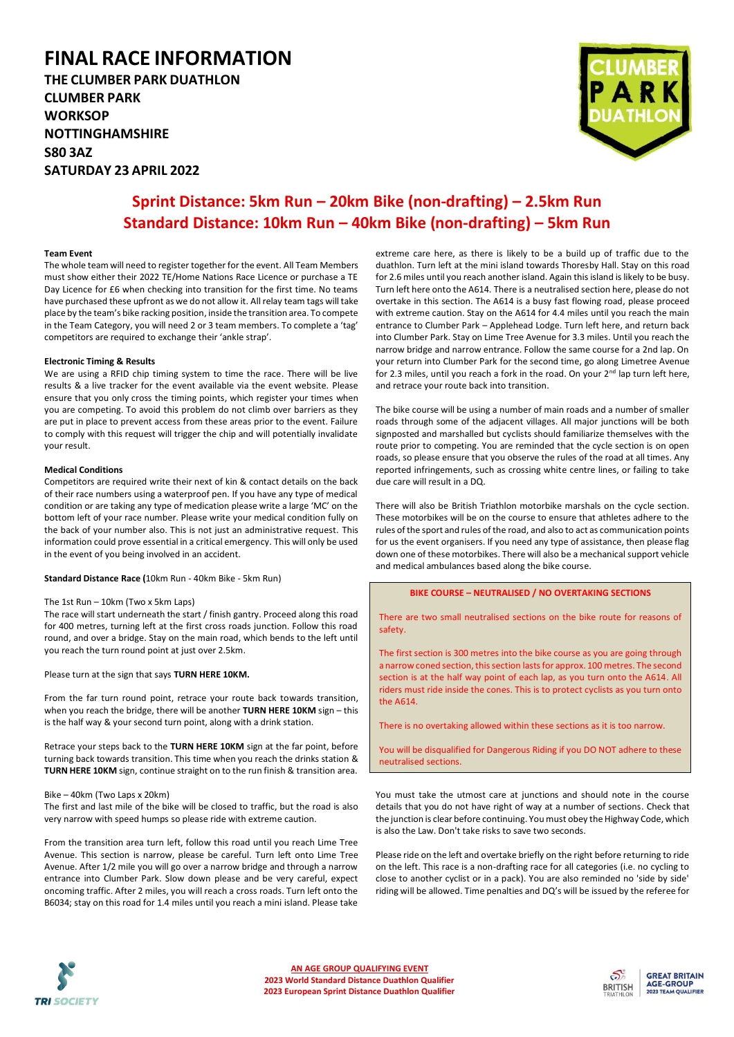# FINAL RACE INFORMATION

**THE CLUMBER PARK DUATHLON**
**CLUMBER PARK**
**WORKSOP**
**NOTTINGHAMSHIRE**
**S80 3AZ**
**SATURDAY 23 APRIL 2022**

## Sprint Distance: 5km Run – 20km Bike (non-drafting) – 2.5km Run
## Standard Distance: 10km Run – 40km Bike (non-drafting) – 5km Run

**Team Event**

The whole team will need to register together for the event. All Team Members must show either their 2022 TE/Home Nations Race Licence or purchase a TE Day Licence for £6 when checking into transition for the first time. No teams have purchased these upfront as we do not allow it. All relay team tags will take place by the team's bike racking position, inside the transition area. To compete in the Team Category, you will need 2 or 3 team members. To complete a 'tag' competitors are required to exchange their 'ankle strap'.

**Electronic Timing & Results**

We are using a RFID chip timing system to time the race. There will be live results & a live tracker for the event available via the event website. Please ensure that you only cross the timing points, which register your times when you are competing. To avoid this problem do not climb over barriers as they are put in place to prevent access from these areas prior to the event. Failure to comply with this request will trigger the chip and will potentially invalidate your result.

**Medical Conditions**

Competitors are required write their next of kin & contact details on the back of their race numbers using a waterproof pen. If you have any type of medical condition or are taking any type of medication please write a large 'MC' on the bottom left of your race number. Please write your medical condition fully on the back of your number also. This is not just an administrative request. This information could prove essential in a critical emergency. This will only be used in the event of you being involved in an accident.

**Standard Distance Race (**10km Run - 40km Bike - 5km Run)

The 1st Run – 10km (Two x 5km Laps)

The race will start underneath the start / finish gantry. Proceed along this road for 400 metres, turning left at the first cross roads junction. Follow this road round, and over a bridge. Stay on the main road, which bends to the left until you reach the turn round point at just over 2.5km.

Please turn at the sign that says **TURN HERE 10KM.**

From the far turn round point, retrace your route back towards transition, when you reach the bridge, there will be another **TURN HERE 10KM** sign – this is the half way & your second turn point, along with a drink station.

Retrace your steps back to the **TURN HERE 10KM** sign at the far point, before turning back towards transition. This time when you reach the drinks station & **TURN HERE 10KM** sign, continue straight on to the run finish & transition area.

Bike – 40km (Two Laps x 20km)

The first and last mile of the bike will be closed to traffic, but the road is also very narrow with speed humps so please ride with extreme caution.

From the transition area turn left, follow this road until you reach Lime Tree Avenue. This section is narrow, please be careful. Turn left onto Lime Tree Avenue. After 1/2 mile you will go over a narrow bridge and through a narrow entrance into Clumber Park. Slow down please and be very careful, expect oncoming traffic. After 2 miles, you will reach a cross roads. Turn left onto the B6034; stay on this road for 1.4 miles until you reach a mini island. Please take extreme care here, as there is likely to be a build up of traffic due to the duathlon. Turn left at the mini island towards Thoresby Hall. Stay on this road for 2.6 miles until you reach another island. Again this island is likely to be busy. Turn left here onto the A614. There is a neutralised section here, please do not overtake in this section. The A614 is a busy fast flowing road, please proceed with extreme caution. Stay on the A614 for 4.4 miles until you reach the main entrance to Clumber Park – Applehead Lodge. Turn left here, and return back into Clumber Park. Stay on Lime Tree Avenue for 3.3 miles. Until you reach the narrow bridge and narrow entrance. Follow the same course for a 2nd lap. On your return into Clumber Park for the second time, go along Limetree Avenue for 2.3 miles, until you reach a fork in the road. On your 2nd lap turn left here, and retrace your route back into transition.

The bike course will be using a number of main roads and a number of smaller roads through some of the adjacent villages. All major junctions will be both signposted and marshalled but cyclists should familiarize themselves with the route prior to competing. You are reminded that the cycle section is on open roads, so please ensure that you observe the rules of the road at all times. Any reported infringements, such as crossing white centre lines, or failing to take due care will result in a DQ.

There will also be British Triathlon motorbike marshals on the cycle section. These motorbikes will be on the course to ensure that athletes adhere to the rules of the sport and rules of the road, and also to act as communication points for us the event organisers. If you need any type of assistance, then please flag down one of these motorbikes. There will also be a mechanical support vehicle and medical ambulances based along the bike course.

**BIKE COURSE – NEUTRALISED / NO OVERTAKING SECTIONS**

There are two small neutralised sections on the bike route for reasons of safety.

The first section is 300 metres into the bike course as you are going through a narrow coned section, this section lasts for approx. 100 metres. The second section is at the half way point of each lap, as you turn onto the A614. All riders must ride inside the cones. This is to protect cyclists as you turn onto the A614.

There is no overtaking allowed within these sections as it is too narrow.

You will be disqualified for Dangerous Riding if you DO NOT adhere to these neutralised sections.

You must take the utmost care at junctions and should note in the course details that you do not have right of way at a number of sections. Check that the junction is clear before continuing. You must obey the Highway Code, which is also the Law. Don't take risks to save two seconds.

Please ride on the left and overtake briefly on the right before returning to ride on the left. This race is a non-drafting race for all categories (i.e. no cycling to close to another cyclist or in a pack). You are also reminded no 'side by side' riding will be allowed. Time penalties and DQ's will be issued by the referee for

**AN AGE GROUP QUALIFYING EVENT**
**2023 World Standard Distance Duathlon Qualifier**
**2023 European Sprint Distance Duathlon Qualifier**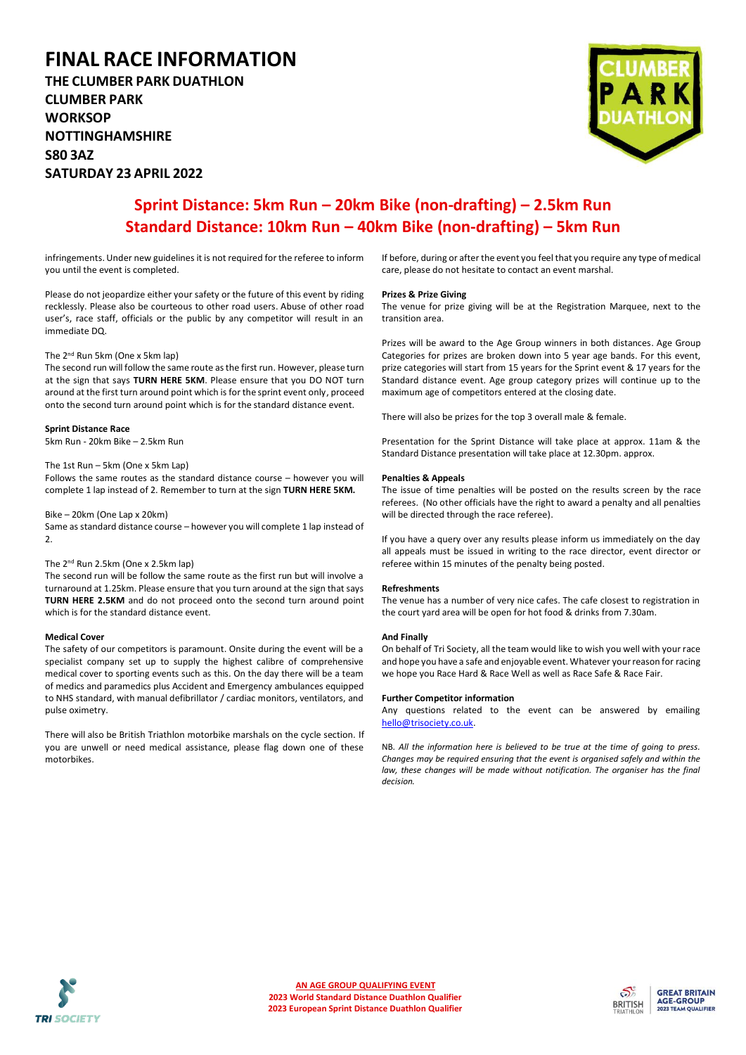# FINAL RACE INFORMATION

**THE CLUMBER PARK DUATHLON**
**CLUMBER PARK**
**WORKSOP**
**NOTTINGHAMSHIRE**
**S80 3AZ**
**SATURDAY 23 APRIL 2022**

## Sprint Distance: 5km Run – 20km Bike (non-drafting) – 2.5km Run
## Standard Distance: 10km Run – 40km Bike (non-drafting) – 5km Run

infringements. Under new guidelines it is not required for the referee to inform you until the event is completed.

Please do not jeopardize either your safety or the future of this event by riding recklessly. Please also be courteous to other road users. Abuse of other road user's, race staff, officials or the public by any competitor will result in an immediate DQ.

The 2nd Run 5km (One x 5km lap)
The second run will follow the same route as the first run. However, please turn at the sign that says **TURN HERE 5KM**. Please ensure that you DO NOT turn around at the first turn around point which is for the sprint event only, proceed onto the second turn around point which is for the standard distance event.

**Sprint Distance Race**
5km Run - 20km Bike – 2.5km Run

The 1st Run – 5km (One x 5km Lap)
Follows the same routes as the standard distance course – however you will complete 1 lap instead of 2. Remember to turn at the sign **TURN HERE 5KM.**

Bike – 20km (One Lap x 20km)
Same as standard distance course – however you will complete 1 lap instead of 2.

The 2nd Run 2.5km (One x 2.5km lap)
The second run will be follow the same route as the first run but will involve a turnaround at 1.25km. Please ensure that you turn around at the sign that says **TURN HERE 2.5KM** and do not proceed onto the second turn around point which is for the standard distance event.

**Medical Cover**
The safety of our competitors is paramount. Onsite during the event will be a specialist company set up to supply the highest calibre of comprehensive medical cover to sporting events such as this. On the day there will be a team of medics and paramedics plus Accident and Emergency ambulances equipped to NHS standard, with manual defibrillator / cardiac monitors, ventilators, and pulse oximetry.

There will also be British Triathlon motorbike marshals on the cycle section. If you are unwell or need medical assistance, please flag down one of these motorbikes.

If before, during or after the event you feel that you require any type of medical care, please do not hesitate to contact an event marshal.

**Prizes & Prize Giving**
The venue for prize giving will be at the Registration Marquee, next to the transition area.

Prizes will be award to the Age Group winners in both distances. Age Group Categories for prizes are broken down into 5 year age bands. For this event, prize categories will start from 15 years for the Sprint event & 17 years for the Standard distance event. Age group category prizes will continue up to the maximum age of competitors entered at the closing date.

There will also be prizes for the top 3 overall male & female.

Presentation for the Sprint Distance will take place at approx. 11am & the Standard Distance presentation will take place at 12.30pm. approx.

**Penalties & Appeals**
The issue of time penalties will be posted on the results screen by the race referees. (No other officials have the right to award a penalty and all penalties will be directed through the race referee).

If you have a query over any results please inform us immediately on the day all appeals must be issued in writing to the race director, event director or referee within 15 minutes of the penalty being posted.

**Refreshments**
The venue has a number of very nice cafes. The cafe closest to registration in the court yard area will be open for hot food & drinks from 7.30am.

**And Finally**
On behalf of Tri Society, all the team would like to wish you well with your race and hope you have a safe and enjoyable event. Whatever your reason for racing we hope you Race Hard & Race Well as well as Race Safe & Race Fair.

**Further Competitor information**
Any questions related to the event can be answered by emailing hello@trisociety.co.uk.

NB. *All the information here is believed to be true at the time of going to press. Changes may be required ensuring that the event is organised safely and within the law, these changes will be made without notification. The organiser has the final decision.*

**AN AGE GROUP QUALIFYING EVENT**
**2023 World Standard Distance Duathlon Qualifier**
**2023 European Sprint Distance Duathlon Qualifier**